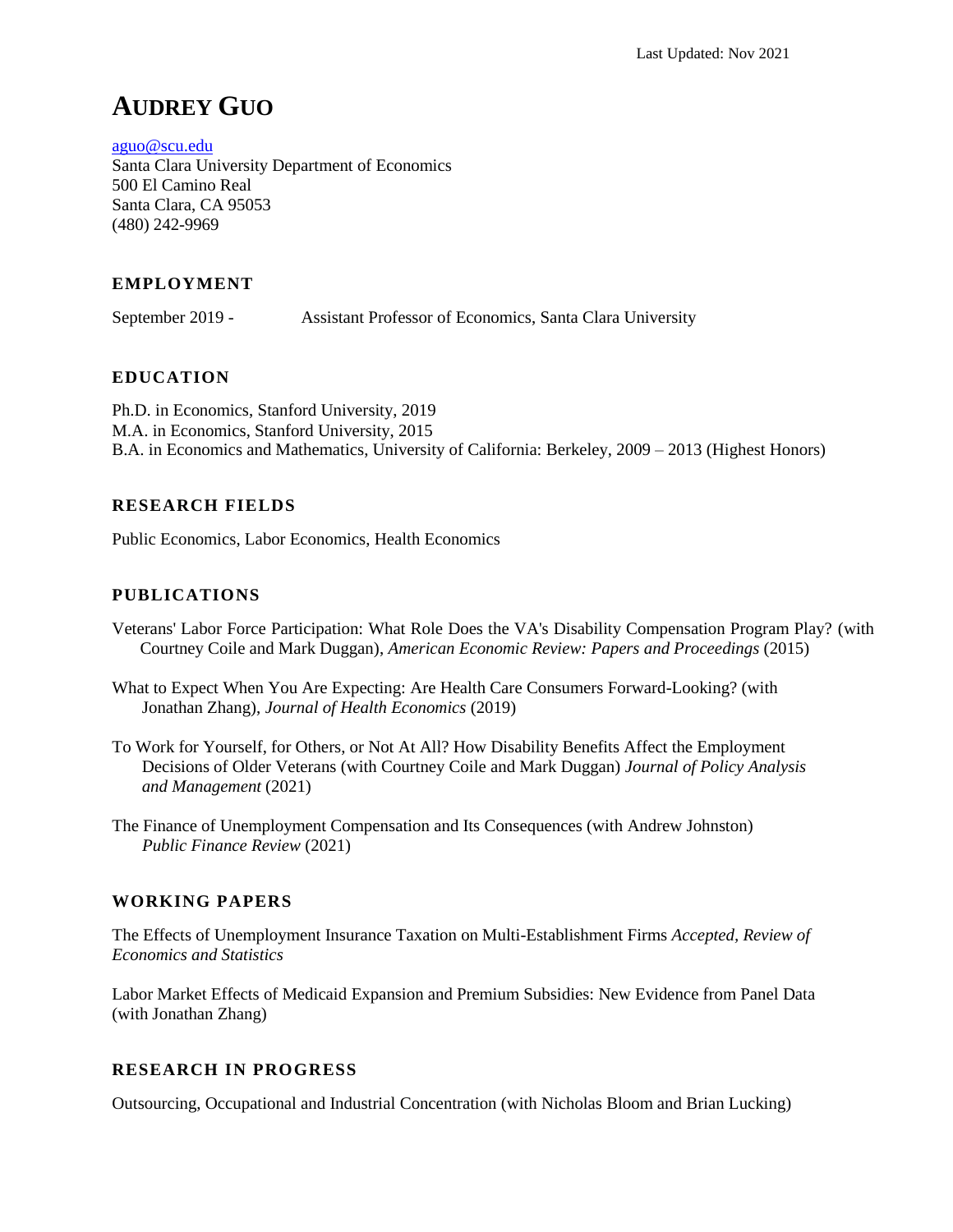Last Updated: Nov 2021

# AUDREY GUO

aguo@scu.edu
Santa Clara University Department of Economics
500 El Camino Real
Santa Clara, CA 95053
(480) 242-9969

## EMPLOYMENT

September 2019 - Assistant Professor of Economics, Santa Clara University

## EDUCATION

Ph.D. in Economics, Stanford University, 2019
M.A. in Economics, Stanford University, 2015
B.A. in Economics and Mathematics, University of California: Berkeley, 2009 – 2013 (Highest Honors)

## RESEARCH FIELDS

Public Economics, Labor Economics, Health Economics

## PUBLICATIONS

Veterans' Labor Force Participation: What Role Does the VA's Disability Compensation Program Play? (with Courtney Coile and Mark Duggan), *American Economic Review: Papers and Proceedings* (2015)

What to Expect When You Are Expecting: Are Health Care Consumers Forward-Looking? (with Jonathan Zhang), *Journal of Health Economics* (2019)

To Work for Yourself, for Others, or Not At All? How Disability Benefits Affect the Employment Decisions of Older Veterans (with Courtney Coile and Mark Duggan) *Journal of Policy Analysis and Management* (2021)

The Finance of Unemployment Compensation and Its Consequences (with Andrew Johnston) *Public Finance Review* (2021)

## WORKING PAPERS

The Effects of Unemployment Insurance Taxation on Multi-Establishment Firms *Accepted, Review of Economics and Statistics*

Labor Market Effects of Medicaid Expansion and Premium Subsidies: New Evidence from Panel Data (with Jonathan Zhang)

## RESEARCH IN PROGRESS

Outsourcing, Occupational and Industrial Concentration (with Nicholas Bloom and Brian Lucking)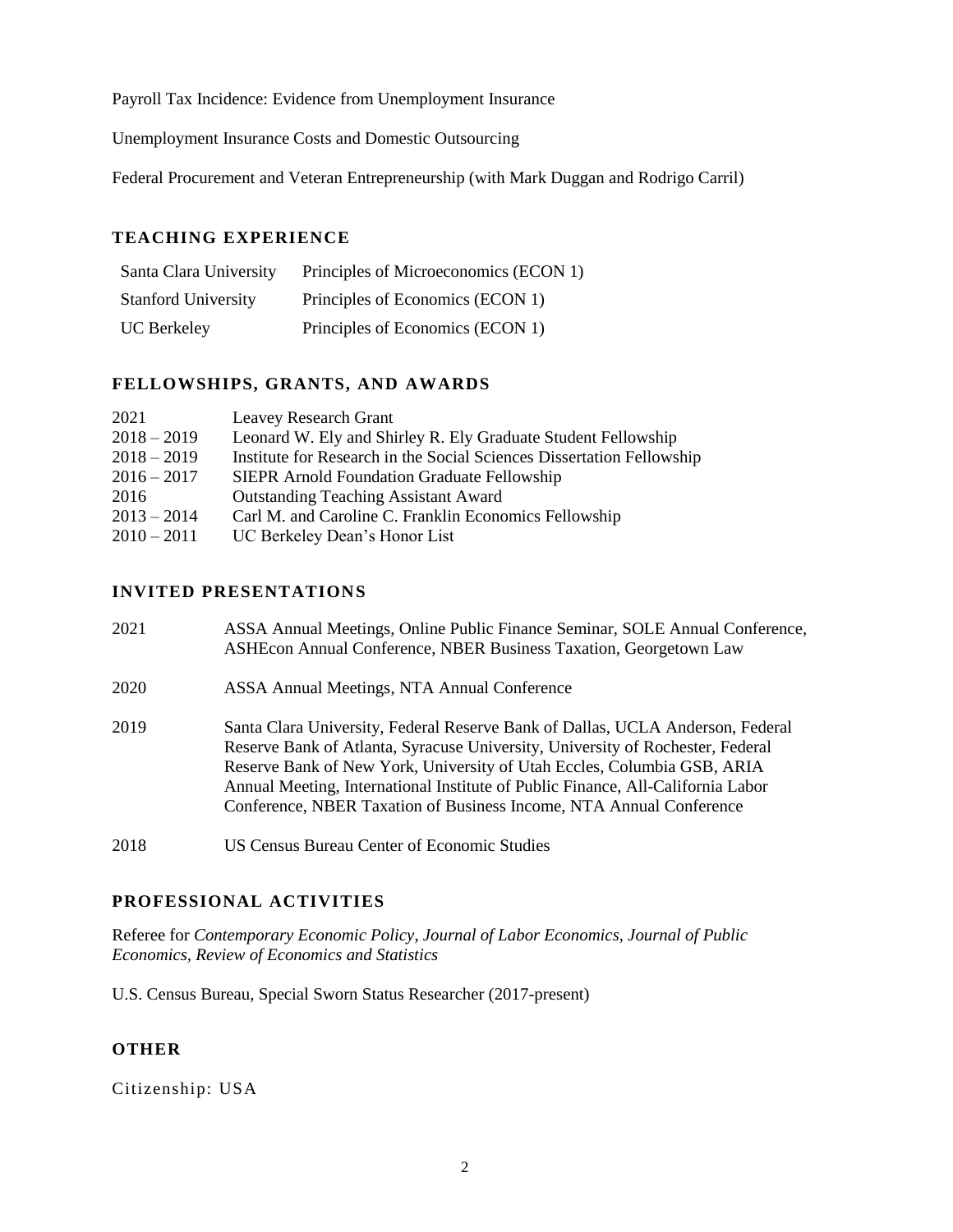Payroll Tax Incidence: Evidence from Unemployment Insurance

Unemployment Insurance Costs and Domestic Outsourcing

Federal Procurement and Veteran Entrepreneurship (with Mark Duggan and Rodrigo Carril)

## TEACHING EXPERIENCE

| | |
|---|---|
| Santa Clara University | Principles of Microeconomics (ECON 1) |
| Stanford University | Principles of Economics (ECON 1) |
| UC Berkeley | Principles of Economics (ECON 1) |

## FELLOWSHIPS, GRANTS, AND AWARDS

| | |
|---|---|
| 2021 | Leavey Research Grant |
| 2018 – 2019 | Leonard W. Ely and Shirley R. Ely Graduate Student Fellowship |
| 2018 – 2019 | Institute for Research in the Social Sciences Dissertation Fellowship |
| 2016 – 2017 | SIEPR Arnold Foundation Graduate Fellowship |
| 2016 | Outstanding Teaching Assistant Award |
| 2013 – 2014 | Carl M. and Caroline C. Franklin Economics Fellowship |
| 2010 – 2011 | UC Berkeley Dean's Honor List |

## INVITED PRESENTATIONS

| | |
|---|---|
| 2021 | ASSA Annual Meetings, Online Public Finance Seminar, SOLE Annual Conference, ASHEcon Annual Conference, NBER Business Taxation, Georgetown Law |
| 2020 | ASSA Annual Meetings, NTA Annual Conference |
| 2019 | Santa Clara University, Federal Reserve Bank of Dallas, UCLA Anderson, Federal Reserve Bank of Atlanta, Syracuse University, University of Rochester, Federal Reserve Bank of New York, University of Utah Eccles, Columbia GSB, ARIA Annual Meeting, International Institute of Public Finance, All-California Labor Conference, NBER Taxation of Business Income, NTA Annual Conference |
| 2018 | US Census Bureau Center of Economic Studies |

## PROFESSIONAL ACTIVITIES

Referee for *Contemporary Economic Policy*, *Journal of Labor Economics, Journal of Public Economics, Review of Economics and Statistics*

U.S. Census Bureau, Special Sworn Status Researcher (2017-present)

## OTHER

Citizenship: USA